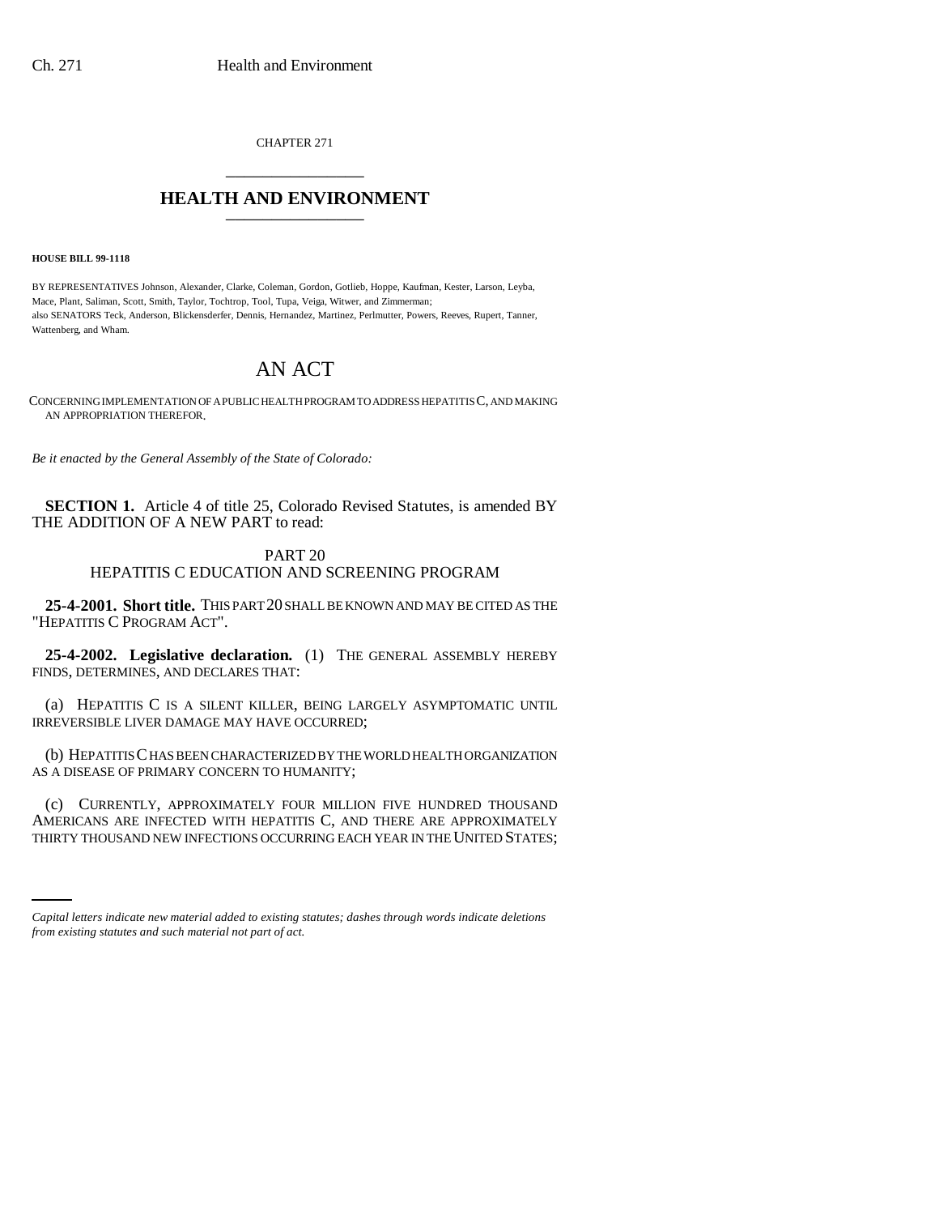CHAPTER 271

# HEALTH AND ENVIRONMENT

**HOUSE BILL 99-1118**

BY REPRESENTATIVES Johnson, Alexander, Clarke, Coleman, Gordon, Gotlieb, Hoppe, Kaufman, Kester, Larson, Leyba, Mace, Plant, Saliman, Scott, Smith, Taylor, Tochtrop, Tool, Tupa, Veiga, Witwer, and Zimmerman;
also SENATORS Teck, Anderson, Blickensderfer, Dennis, Hernandez, Martinez, Perlmutter, Powers, Reeves, Rupert, Tanner, Wattenberg, and Wham.

# AN ACT

CONCERNING IMPLEMENTATION OF A PUBLIC HEALTH PROGRAM TO ADDRESS HEPATITIS C, AND MAKING AN APPROPRIATION THEREFOR.

*Be it enacted by the General Assembly of the State of Colorado:*

**SECTION 1.** Article 4 of title 25, Colorado Revised Statutes, is amended BY THE ADDITION OF A NEW PART to read:

PART 20
HEPATITIS C EDUCATION AND SCREENING PROGRAM

**25-4-2001. Short title.** THIS PART 20 SHALL BE KNOWN AND MAY BE CITED AS THE "HEPATITIS C PROGRAM ACT".

**25-4-2002. Legislative declaration.** (1) THE GENERAL ASSEMBLY HEREBY FINDS, DETERMINES, AND DECLARES THAT:

(a) HEPATITIS C IS A SILENT KILLER, BEING LARGELY ASYMPTOMATIC UNTIL IRREVERSIBLE LIVER DAMAGE MAY HAVE OCCURRED;

(b) HEPATITIS C HAS BEEN CHARACTERIZED BY THE WORLD HEALTH ORGANIZATION AS A DISEASE OF PRIMARY CONCERN TO HUMANITY;

(c) CURRENTLY, APPROXIMATELY FOUR MILLION FIVE HUNDRED THOUSAND AMERICANS ARE INFECTED WITH HEPATITIS C, AND THERE ARE APPROXIMATELY THIRTY THOUSAND NEW INFECTIONS OCCURRING EACH YEAR IN THE UNITED STATES;

*Capital letters indicate new material added to existing statutes; dashes through words indicate deletions from existing statutes and such material not part of act.*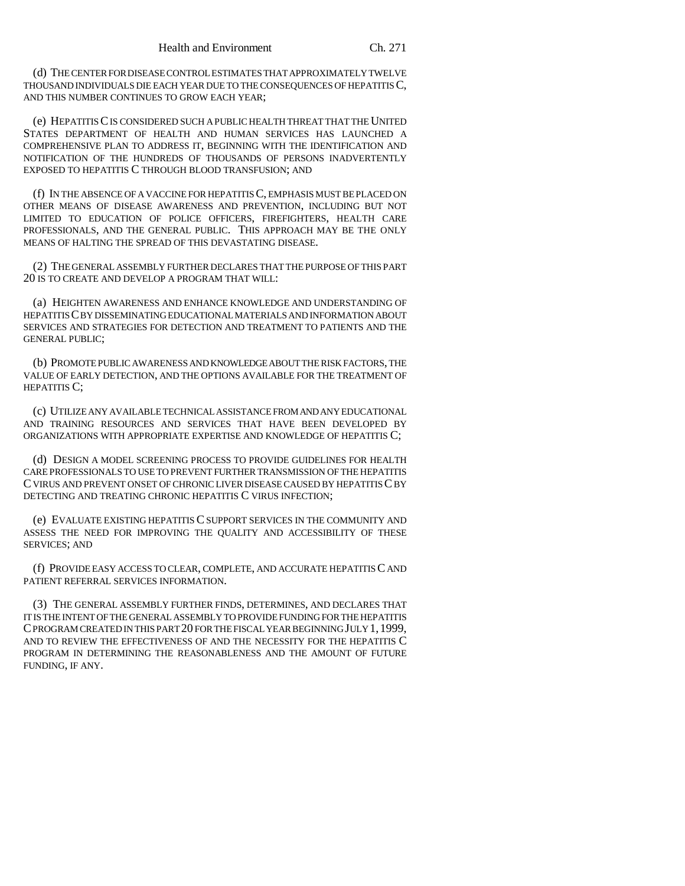(d) THE CENTER FOR DISEASE CONTROL ESTIMATES THAT APPROXIMATELY TWELVE THOUSAND INDIVIDUALS DIE EACH YEAR DUE TO THE CONSEQUENCES OF HEPATITIS C, AND THIS NUMBER CONTINUES TO GROW EACH YEAR;

(e) HEPATITIS C IS CONSIDERED SUCH A PUBLIC HEALTH THREAT THAT THE UNITED STATES DEPARTMENT OF HEALTH AND HUMAN SERVICES HAS LAUNCHED A COMPREHENSIVE PLAN TO ADDRESS IT, BEGINNING WITH THE IDENTIFICATION AND NOTIFICATION OF THE HUNDREDS OF THOUSANDS OF PERSONS INADVERTENTLY EXPOSED TO HEPATITIS C THROUGH BLOOD TRANSFUSION; AND

(f) IN THE ABSENCE OF A VACCINE FOR HEPATITIS C, EMPHASIS MUST BE PLACED ON OTHER MEANS OF DISEASE AWARENESS AND PREVENTION, INCLUDING BUT NOT LIMITED TO EDUCATION OF POLICE OFFICERS, FIREFIGHTERS, HEALTH CARE PROFESSIONALS, AND THE GENERAL PUBLIC. THIS APPROACH MAY BE THE ONLY MEANS OF HALTING THE SPREAD OF THIS DEVASTATING DISEASE.

(2) THE GENERAL ASSEMBLY FURTHER DECLARES THAT THE PURPOSE OF THIS PART 20 IS TO CREATE AND DEVELOP A PROGRAM THAT WILL:

(a) HEIGHTEN AWARENESS AND ENHANCE KNOWLEDGE AND UNDERSTANDING OF HEPATITIS C BY DISSEMINATING EDUCATIONAL MATERIALS AND INFORMATION ABOUT SERVICES AND STRATEGIES FOR DETECTION AND TREATMENT TO PATIENTS AND THE GENERAL PUBLIC;

(b) PROMOTE PUBLIC AWARENESS AND KNOWLEDGE ABOUT THE RISK FACTORS, THE VALUE OF EARLY DETECTION, AND THE OPTIONS AVAILABLE FOR THE TREATMENT OF HEPATITIS C;

(c) UTILIZE ANY AVAILABLE TECHNICAL ASSISTANCE FROM AND ANY EDUCATIONAL AND TRAINING RESOURCES AND SERVICES THAT HAVE BEEN DEVELOPED BY ORGANIZATIONS WITH APPROPRIATE EXPERTISE AND KNOWLEDGE OF HEPATITIS C;

(d) DESIGN A MODEL SCREENING PROCESS TO PROVIDE GUIDELINES FOR HEALTH CARE PROFESSIONALS TO USE TO PREVENT FURTHER TRANSMISSION OF THE HEPATITIS C VIRUS AND PREVENT ONSET OF CHRONIC LIVER DISEASE CAUSED BY HEPATITIS C BY DETECTING AND TREATING CHRONIC HEPATITIS C VIRUS INFECTION;

(e) EVALUATE EXISTING HEPATITIS C SUPPORT SERVICES IN THE COMMUNITY AND ASSESS THE NEED FOR IMPROVING THE QUALITY AND ACCESSIBILITY OF THESE SERVICES; AND

(f) PROVIDE EASY ACCESS TO CLEAR, COMPLETE, AND ACCURATE HEPATITIS C AND PATIENT REFERRAL SERVICES INFORMATION.

(3) THE GENERAL ASSEMBLY FURTHER FINDS, DETERMINES, AND DECLARES THAT IT IS THE INTENT OF THE GENERAL ASSEMBLY TO PROVIDE FUNDING FOR THE HEPATITIS C PROGRAM CREATED IN THIS PART 20 FOR THE FISCAL YEAR BEGINNING JULY 1, 1999, AND TO REVIEW THE EFFECTIVENESS OF AND THE NECESSITY FOR THE HEPATITIS C PROGRAM IN DETERMINING THE REASONABLENESS AND THE AMOUNT OF FUTURE FUNDING, IF ANY.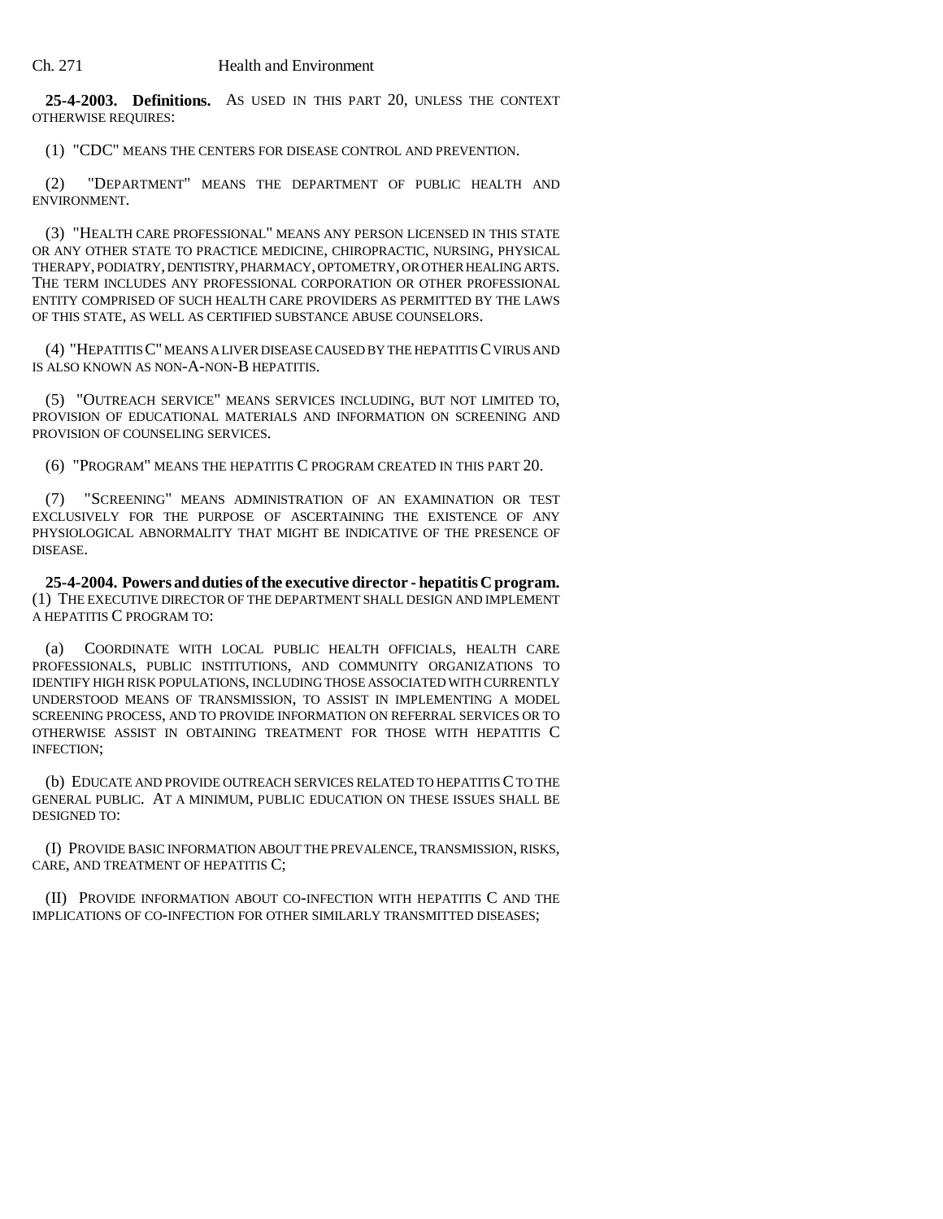**25-4-2003. Definitions.** AS USED IN THIS PART 20, UNLESS THE CONTEXT OTHERWISE REQUIRES:

(1) "CDC" MEANS THE CENTERS FOR DISEASE CONTROL AND PREVENTION.

(2) "DEPARTMENT" MEANS THE DEPARTMENT OF PUBLIC HEALTH AND ENVIRONMENT.

(3) "HEALTH CARE PROFESSIONAL" MEANS ANY PERSON LICENSED IN THIS STATE OR ANY OTHER STATE TO PRACTICE MEDICINE, CHIROPRACTIC, NURSING, PHYSICAL THERAPY, PODIATRY, DENTISTRY, PHARMACY, OPTOMETRY, OR OTHER HEALING ARTS. THE TERM INCLUDES ANY PROFESSIONAL CORPORATION OR OTHER PROFESSIONAL ENTITY COMPRISED OF SUCH HEALTH CARE PROVIDERS AS PERMITTED BY THE LAWS OF THIS STATE, AS WELL AS CERTIFIED SUBSTANCE ABUSE COUNSELORS.

(4) "HEPATITIS C" MEANS A LIVER DISEASE CAUSED BY THE HEPATITIS C VIRUS AND IS ALSO KNOWN AS NON-A-NON-B HEPATITIS.

(5) "OUTREACH SERVICE" MEANS SERVICES INCLUDING, BUT NOT LIMITED TO, PROVISION OF EDUCATIONAL MATERIALS AND INFORMATION ON SCREENING AND PROVISION OF COUNSELING SERVICES.

(6) "PROGRAM" MEANS THE HEPATITIS C PROGRAM CREATED IN THIS PART 20.

(7) "SCREENING" MEANS ADMINISTRATION OF AN EXAMINATION OR TEST EXCLUSIVELY FOR THE PURPOSE OF ASCERTAINING THE EXISTENCE OF ANY PHYSIOLOGICAL ABNORMALITY THAT MIGHT BE INDICATIVE OF THE PRESENCE OF DISEASE.

**25-4-2004. Powers and duties of the executive director - hepatitis C program.** (1) THE EXECUTIVE DIRECTOR OF THE DEPARTMENT SHALL DESIGN AND IMPLEMENT A HEPATITIS C PROGRAM TO:

(a) COORDINATE WITH LOCAL PUBLIC HEALTH OFFICIALS, HEALTH CARE PROFESSIONALS, PUBLIC INSTITUTIONS, AND COMMUNITY ORGANIZATIONS TO IDENTIFY HIGH RISK POPULATIONS, INCLUDING THOSE ASSOCIATED WITH CURRENTLY UNDERSTOOD MEANS OF TRANSMISSION, TO ASSIST IN IMPLEMENTING A MODEL SCREENING PROCESS, AND TO PROVIDE INFORMATION ON REFERRAL SERVICES OR TO OTHERWISE ASSIST IN OBTAINING TREATMENT FOR THOSE WITH HEPATITIS C INFECTION;

(b) EDUCATE AND PROVIDE OUTREACH SERVICES RELATED TO HEPATITIS C TO THE GENERAL PUBLIC. AT A MINIMUM, PUBLIC EDUCATION ON THESE ISSUES SHALL BE DESIGNED TO:

(I) PROVIDE BASIC INFORMATION ABOUT THE PREVALENCE, TRANSMISSION, RISKS, CARE, AND TREATMENT OF HEPATITIS C;

(II) PROVIDE INFORMATION ABOUT CO-INFECTION WITH HEPATITIS C AND THE IMPLICATIONS OF CO-INFECTION FOR OTHER SIMILARLY TRANSMITTED DISEASES;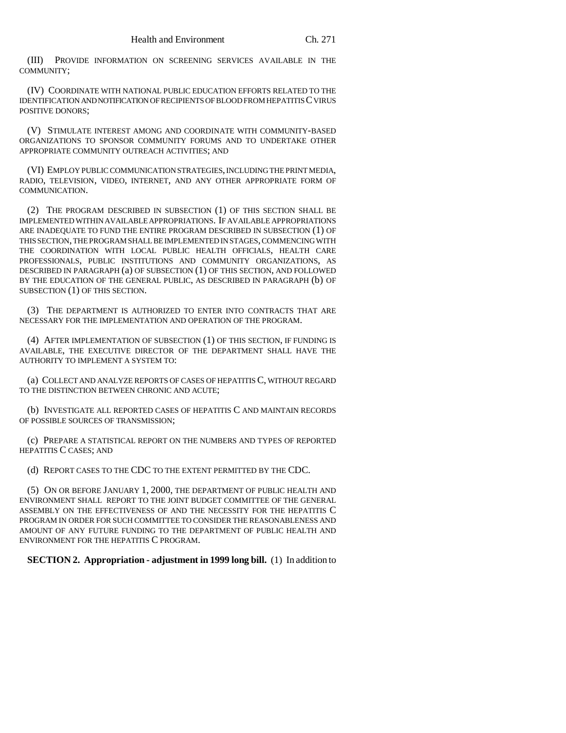(III) PROVIDE INFORMATION ON SCREENING SERVICES AVAILABLE IN THE COMMUNITY;

(IV) COORDINATE WITH NATIONAL PUBLIC EDUCATION EFFORTS RELATED TO THE IDENTIFICATION AND NOTIFICATION OF RECIPIENTS OF BLOOD FROM HEPATITIS C VIRUS POSITIVE DONORS;

(V) STIMULATE INTEREST AMONG AND COORDINATE WITH COMMUNITY-BASED ORGANIZATIONS TO SPONSOR COMMUNITY FORUMS AND TO UNDERTAKE OTHER APPROPRIATE COMMUNITY OUTREACH ACTIVITIES; AND

(VI) EMPLOY PUBLIC COMMUNICATION STRATEGIES, INCLUDING THE PRINT MEDIA, RADIO, TELEVISION, VIDEO, INTERNET, AND ANY OTHER APPROPRIATE FORM OF COMMUNICATION.

(2) THE PROGRAM DESCRIBED IN SUBSECTION (1) OF THIS SECTION SHALL BE IMPLEMENTED WITHIN AVAILABLE APPROPRIATIONS. IF AVAILABLE APPROPRIATIONS ARE INADEQUATE TO FUND THE ENTIRE PROGRAM DESCRIBED IN SUBSECTION (1) OF THIS SECTION, THE PROGRAM SHALL BE IMPLEMENTED IN STAGES, COMMENCING WITH THE COORDINATION WITH LOCAL PUBLIC HEALTH OFFICIALS, HEALTH CARE PROFESSIONALS, PUBLIC INSTITUTIONS AND COMMUNITY ORGANIZATIONS, AS DESCRIBED IN PARAGRAPH (a) OF SUBSECTION (1) OF THIS SECTION, AND FOLLOWED BY THE EDUCATION OF THE GENERAL PUBLIC, AS DESCRIBED IN PARAGRAPH (b) OF SUBSECTION (1) OF THIS SECTION.

(3) THE DEPARTMENT IS AUTHORIZED TO ENTER INTO CONTRACTS THAT ARE NECESSARY FOR THE IMPLEMENTATION AND OPERATION OF THE PROGRAM.

(4) AFTER IMPLEMENTATION OF SUBSECTION (1) OF THIS SECTION, IF FUNDING IS AVAILABLE, THE EXECUTIVE DIRECTOR OF THE DEPARTMENT SHALL HAVE THE AUTHORITY TO IMPLEMENT A SYSTEM TO:

(a) COLLECT AND ANALYZE REPORTS OF CASES OF HEPATITIS C, WITHOUT REGARD TO THE DISTINCTION BETWEEN CHRONIC AND ACUTE;

(b) INVESTIGATE ALL REPORTED CASES OF HEPATITIS C AND MAINTAIN RECORDS OF POSSIBLE SOURCES OF TRANSMISSION;

(c) PREPARE A STATISTICAL REPORT ON THE NUMBERS AND TYPES OF REPORTED HEPATITIS C CASES; AND

(d) REPORT CASES TO THE CDC TO THE EXTENT PERMITTED BY THE CDC.

(5) ON OR BEFORE JANUARY 1, 2000, THE DEPARTMENT OF PUBLIC HEALTH AND ENVIRONMENT SHALL REPORT TO THE JOINT BUDGET COMMITTEE OF THE GENERAL ASSEMBLY ON THE EFFECTIVENESS OF AND THE NECESSITY FOR THE HEPATITIS C PROGRAM IN ORDER FOR SUCH COMMITTEE TO CONSIDER THE REASONABLENESS AND AMOUNT OF ANY FUTURE FUNDING TO THE DEPARTMENT OF PUBLIC HEALTH AND ENVIRONMENT FOR THE HEPATITIS C PROGRAM.

**SECTION 2. Appropriation - adjustment in 1999 long bill.** (1) In addition to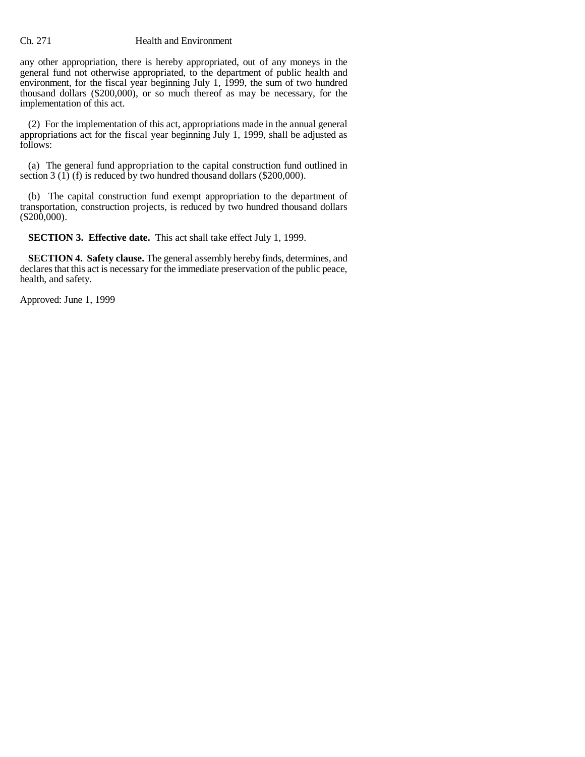any other appropriation, there is hereby appropriated, out of any moneys in the general fund not otherwise appropriated, to the department of public health and environment, for the fiscal year beginning July 1, 1999, the sum of two hundred thousand dollars ($200,000), or so much thereof as may be necessary, for the implementation of this act.

(2) For the implementation of this act, appropriations made in the annual general appropriations act for the fiscal year beginning July 1, 1999, shall be adjusted as follows:

(a) The general fund appropriation to the capital construction fund outlined in section 3 (1) (f) is reduced by two hundred thousand dollars ($200,000).

(b) The capital construction fund exempt appropriation to the department of transportation, construction projects, is reduced by two hundred thousand dollars ($200,000).

**SECTION 3. Effective date.** This act shall take effect July 1, 1999.

**SECTION 4. Safety clause.** The general assembly hereby finds, determines, and declares that this act is necessary for the immediate preservation of the public peace, health, and safety.

Approved: June 1, 1999